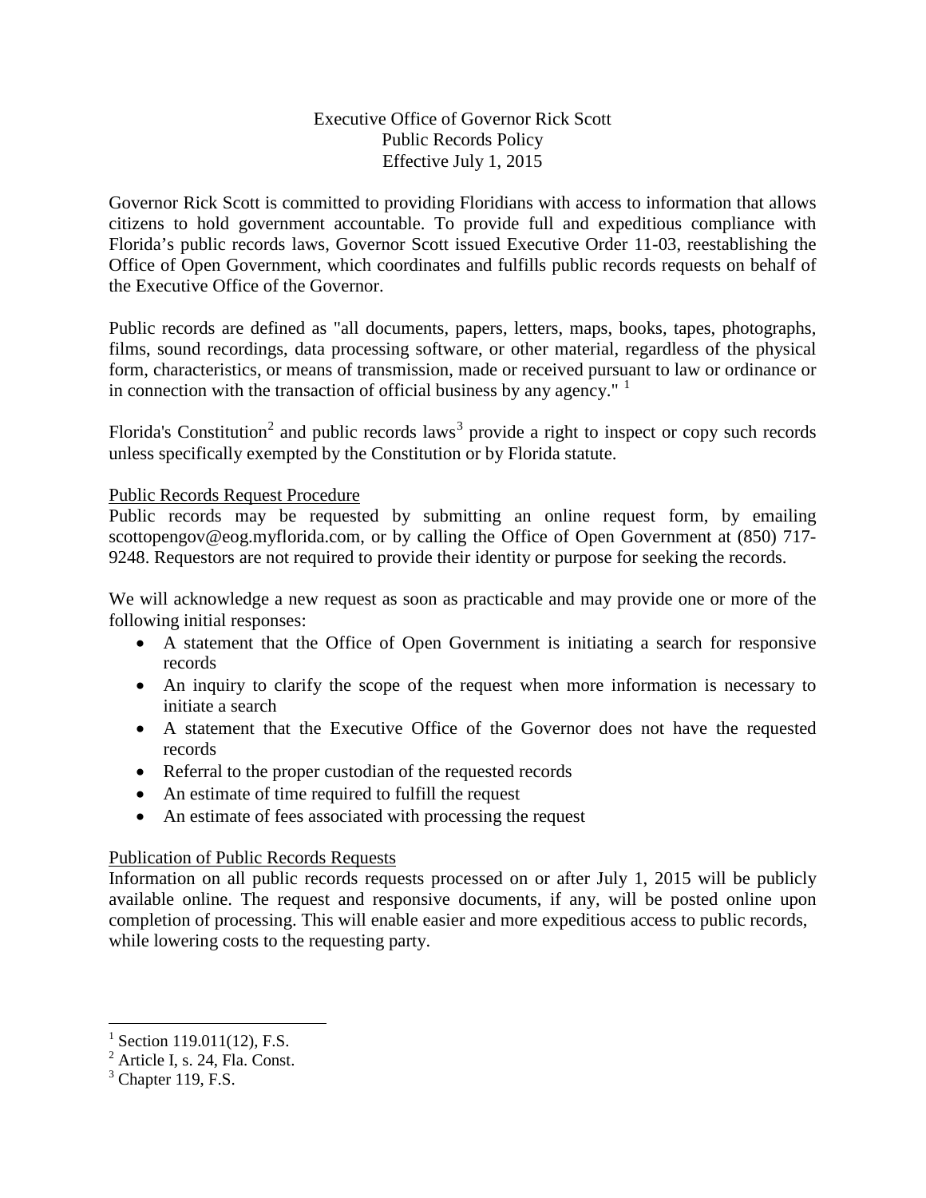Executive Office of Governor Rick Scott
Public Records Policy
Effective July 1, 2015

Governor Rick Scott is committed to providing Floridians with access to information that allows citizens to hold government accountable. To provide full and expeditious compliance with Florida's public records laws, Governor Scott issued Executive Order 11-03, reestablishing the Office of Open Government, which coordinates and fulfills public records requests on behalf of the Executive Office of the Governor.

Public records are defined as "all documents, papers, letters, maps, books, tapes, photographs, films, sound recordings, data processing software, or other material, regardless of the physical form, characteristics, or means of transmission, made or received pursuant to law or ordinance or in connection with the transaction of official business by any agency." [1]

Florida's Constitution[2] and public records laws[3] provide a right to inspect or copy such records unless specifically exempted by the Constitution or by Florida statute.

## Public Records Request Procedure

Public records may be requested by submitting an online request form, by emailing scottopengov@eog.myflorida.com, or by calling the Office of Open Government at (850) 717-9248. Requestors are not required to provide their identity or purpose for seeking the records.

We will acknowledge a new request as soon as practicable and may provide one or more of the following initial responses:

- A statement that the Office of Open Government is initiating a search for responsive records
- An inquiry to clarify the scope of the request when more information is necessary to initiate a search
- A statement that the Executive Office of the Governor does not have the requested records
- Referral to the proper custodian of the requested records
- An estimate of time required to fulfill the request
- An estimate of fees associated with processing the request

## Publication of Public Records Requests

Information on all public records requests processed on or after July 1, 2015 will be publicly available online. The request and responsive documents, if any, will be posted online upon completion of processing. This will enable easier and more expeditious access to public records, while lowering costs to the requesting party.

---

[1] Section 119.011(12), F.S.
[2] Article I, s. 24, Fla. Const.
[3] Chapter 119, F.S.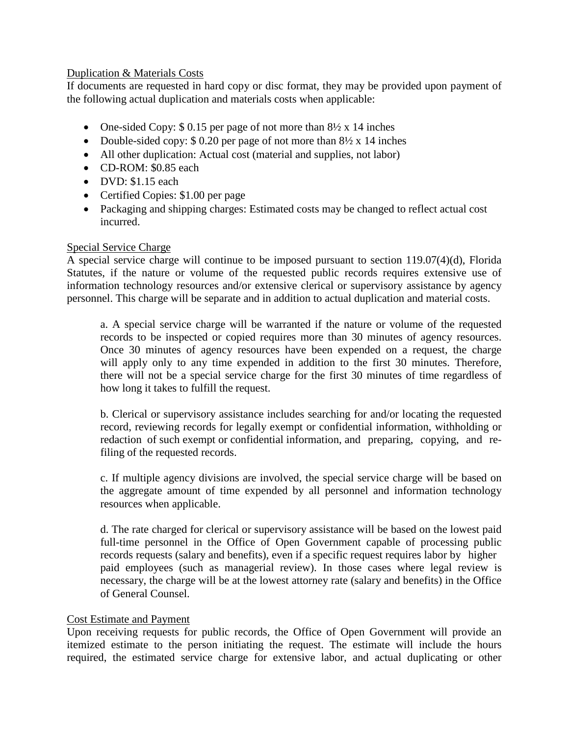Duplication & Materials Costs

If documents are requested in hard copy or disc format, they may be provided upon payment of the following actual duplication and materials costs when applicable:

- One-sided Copy: $ 0.15 per page of not more than 8½ x 14 inches
- Double-sided copy: $ 0.20 per page of not more than 8½ x 14 inches
- All other duplication: Actual cost (material and supplies, not labor)
- CD-ROM: $0.85 each
- DVD: $1.15 each
- Certified Copies: $1.00 per page
- Packaging and shipping charges: Estimated costs may be changed to reflect actual cost incurred.

Special Service Charge

A special service charge will continue to be imposed pursuant to section 119.07(4)(d), Florida Statutes, if the nature or volume of the requested public records requires extensive use of information technology resources and/or extensive clerical or supervisory assistance by agency personnel. This charge will be separate and in addition to actual duplication and material costs.

a. A special service charge will be warranted if the nature or volume of the requested records to be inspected or copied requires more than 30 minutes of agency resources. Once 30 minutes of agency resources have been expended on a request, the charge will apply only to any time expended in addition to the first 30 minutes. Therefore, there will not be a special service charge for the first 30 minutes of time regardless of how long it takes to fulfill the request.

b. Clerical or supervisory assistance includes searching for and/or locating the requested record, reviewing records for legally exempt or confidential information, withholding or redaction of such exempt or confidential information, and preparing, copying, and re-filing of the requested records.

c. If multiple agency divisions are involved, the special service charge will be based on the aggregate amount of time expended by all personnel and information technology resources when applicable.

d. The rate charged for clerical or supervisory assistance will be based on the lowest paid full-time personnel in the Office of Open Government capable of processing public records requests (salary and benefits), even if a specific request requires labor by higher paid employees (such as managerial review). In those cases where legal review is necessary, the charge will be at the lowest attorney rate (salary and benefits) in the Office of General Counsel.

Cost Estimate and Payment

Upon receiving requests for public records, the Office of Open Government will provide an itemized estimate to the person initiating the request. The estimate will include the hours required, the estimated service charge for extensive labor, and actual duplicating or other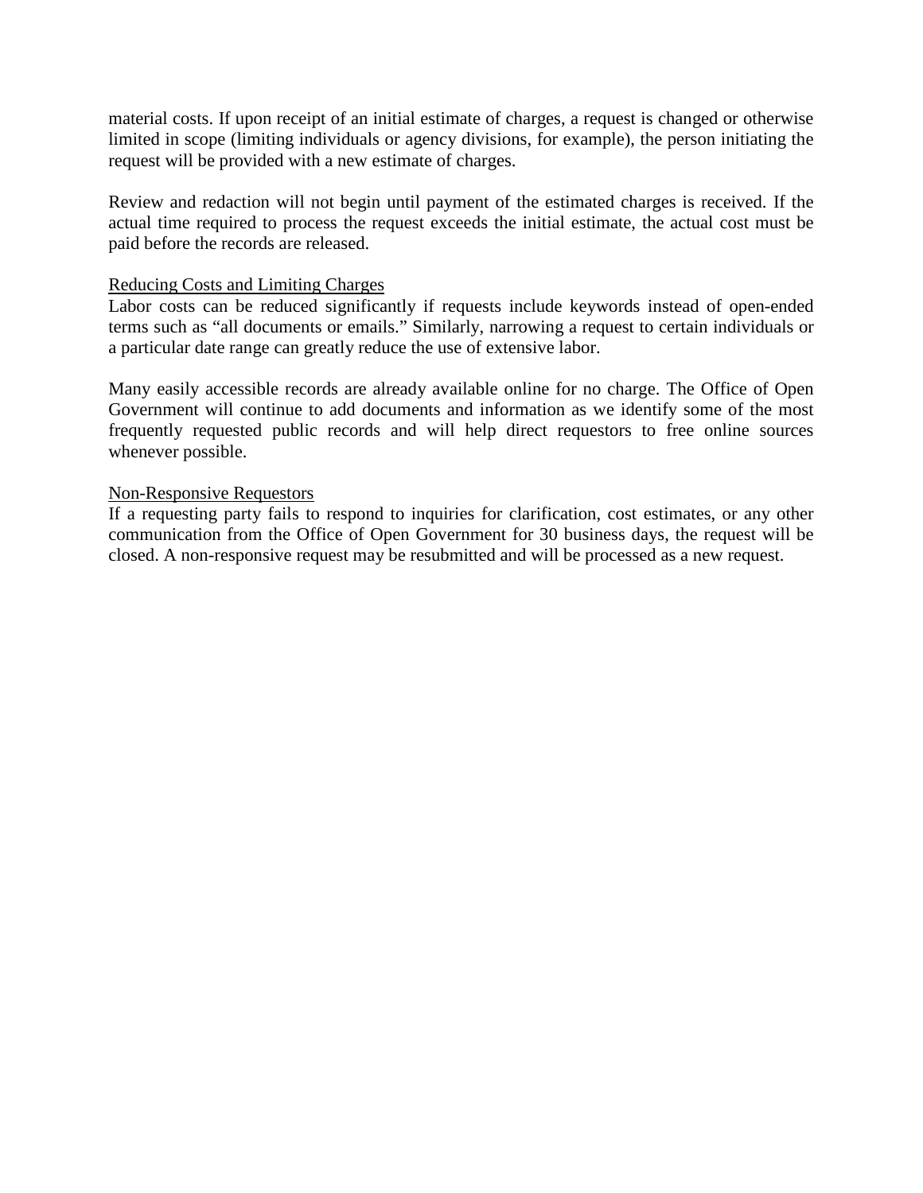material costs. If upon receipt of an initial estimate of charges, a request is changed or otherwise limited in scope (limiting individuals or agency divisions, for example), the person initiating the request will be provided with a new estimate of charges.

Review and redaction will not begin until payment of the estimated charges is received. If the actual time required to process the request exceeds the initial estimate, the actual cost must be paid before the records are released.

<u>Reducing Costs and Limiting Charges</u>

Labor costs can be reduced significantly if requests include keywords instead of open-ended terms such as "all documents or emails." Similarly, narrowing a request to certain individuals or a particular date range can greatly reduce the use of extensive labor.

Many easily accessible records are already available online for no charge. The Office of Open Government will continue to add documents and information as we identify some of the most frequently requested public records and will help direct requestors to free online sources whenever possible.

<u>Non-Responsive Requestors</u>

If a requesting party fails to respond to inquiries for clarification, cost estimates, or any other communication from the Office of Open Government for 30 business days, the request will be closed. A non-responsive request may be resubmitted and will be processed as a new request.